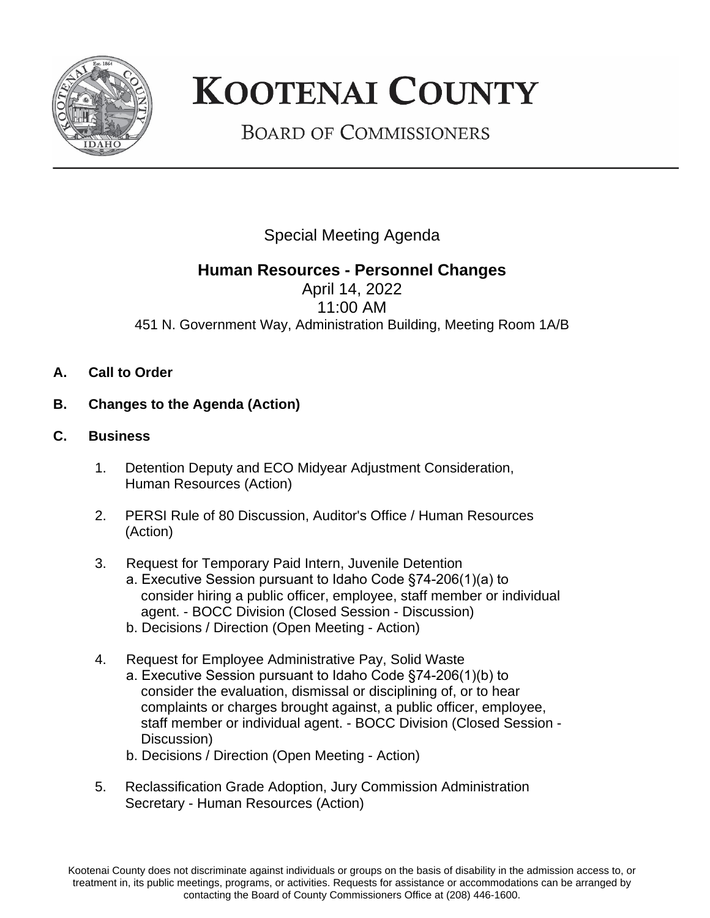# KOOTENAI COUNTY

## BOARD OF COMMISSIONERS

Special Meeting Agenda

**Human Resources - Personnel Changes**

April 14, 2022

11:00 AM

451 N. Government Way, Administration Building, Meeting Room 1A/B

**A. Call to Order**

**B. Changes to the Agenda (Action)**

**C. Business**

1. Detention Deputy and ECO Midyear Adjustment Consideration, Human Resources (Action)

2. PERSI Rule of 80 Discussion, Auditor's Office / Human Resources (Action)

3. Request for Temporary Paid Intern, Juvenile Detention
   a. Executive Session pursuant to Idaho Code §74-206(1)(a) to consider hiring a public officer, employee, staff member or individual agent. - BOCC Division (Closed Session - Discussion)
   b. Decisions / Direction (Open Meeting - Action)

4. Request for Employee Administrative Pay, Solid Waste
   a. Executive Session pursuant to Idaho Code §74-206(1)(b) to consider the evaluation, dismissal or disciplining of, or to hear complaints or charges brought against, a public officer, employee, staff member or individual agent. - BOCC Division (Closed Session - Discussion)
   b. Decisions / Direction (Open Meeting - Action)

5. Reclassification Grade Adoption, Jury Commission Administration Secretary - Human Resources (Action)

Kootenai County does not discriminate against individuals or groups on the basis of disability in the admission access to, or treatment in, its public meetings, programs, or activities. Requests for assistance or accommodations can be arranged by contacting the Board of County Commissioners Office at (208) 446-1600.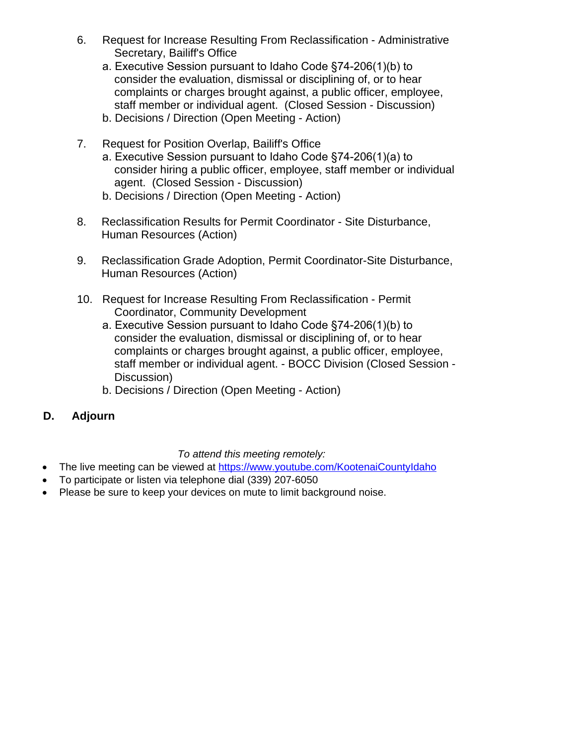6. Request for Increase Resulting From Reclassification - Administrative Secretary, Bailiff's Office
   a. Executive Session pursuant to Idaho Code §74-206(1)(b) to consider the evaluation, dismissal or disciplining of, or to hear complaints or charges brought against, a public officer, employee, staff member or individual agent. (Closed Session - Discussion)
   b. Decisions / Direction (Open Meeting - Action)

7. Request for Position Overlap, Bailiff's Office
   a. Executive Session pursuant to Idaho Code §74-206(1)(a) to consider hiring a public officer, employee, staff member or individual agent. (Closed Session - Discussion)
   b. Decisions / Direction (Open Meeting - Action)

8. Reclassification Results for Permit Coordinator - Site Disturbance, Human Resources (Action)

9. Reclassification Grade Adoption, Permit Coordinator-Site Disturbance, Human Resources (Action)

10. Request for Increase Resulting From Reclassification - Permit Coordinator, Community Development
    a. Executive Session pursuant to Idaho Code §74-206(1)(b) to consider the evaluation, dismissal or disciplining of, or to hear complaints or charges brought against, a public officer, employee, staff member or individual agent. - BOCC Division (Closed Session - Discussion)
    b. Decisions / Direction (Open Meeting - Action)

**D. Adjourn**

*To attend this meeting remotely:*

- The live meeting can be viewed at https://www.youtube.com/KootenaiCountyIdaho
- To participate or listen via telephone dial (339) 207-6050
- Please be sure to keep your devices on mute to limit background noise.